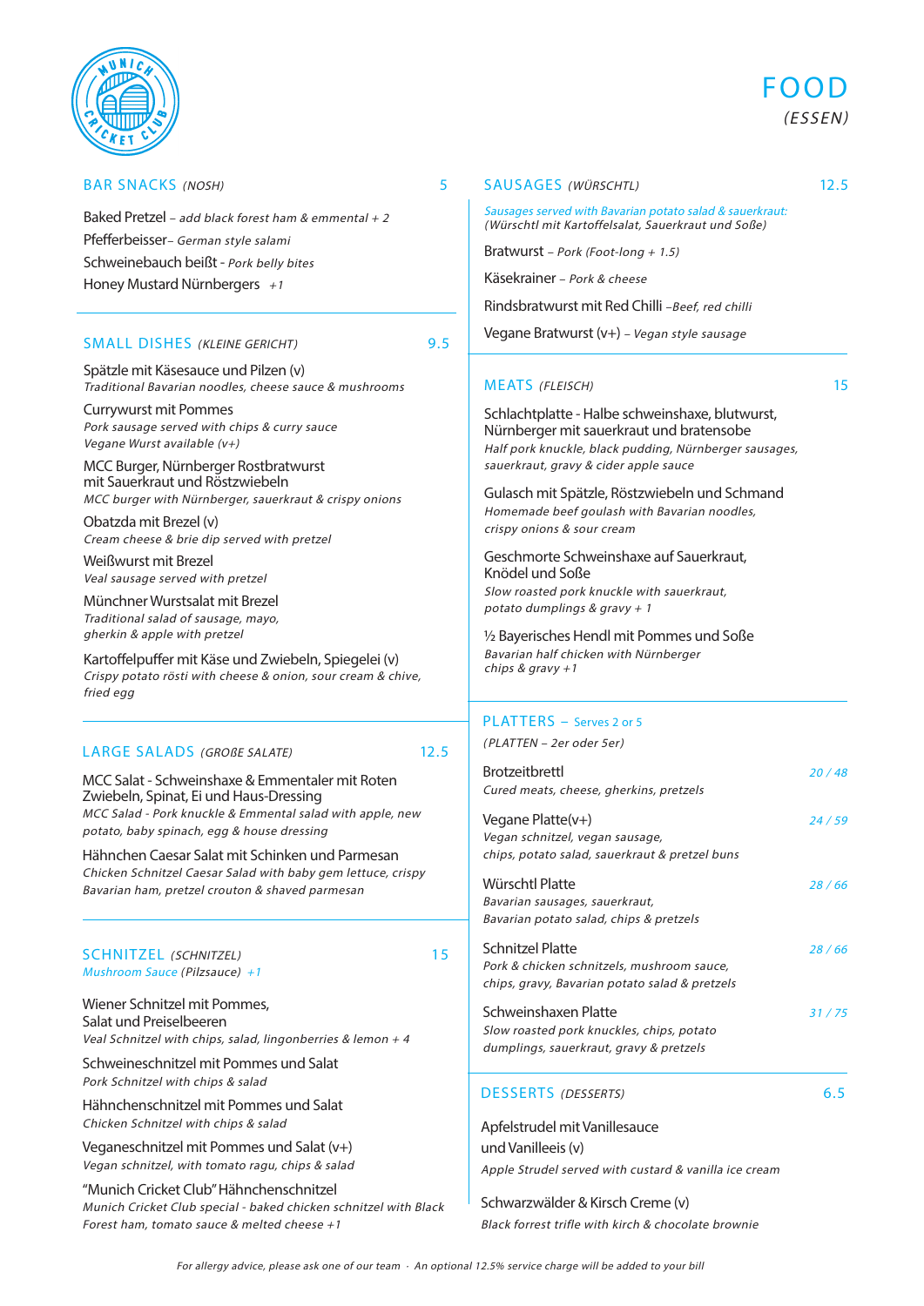# FOOD

*(ESSEN)*

## BAR SNACKS *(NOSH)* — 5

Baked Pretzel – *add black forest ham & emmental + 2*

Pfefferbeisser – *German style salami*

Schweinebauch beißt - *Pork belly bites*

Honey Mustard Nürnbergers *+1*

## SMALL DISHES *(KLEINE GERICHT)* — 9.5

Spätzle mit Käsesauce und Pilzen (v)
*Traditional Bavarian noodles, cheese sauce & mushrooms*

Currywurst mit Pommes
*Pork sausage served with chips & curry sauce*
*Vegane Wurst available (v+)*

MCC Burger, Nürnberger Rostbratwurst mit Sauerkraut und Röstzwiebeln
*MCC burger with Nürnberger, sauerkraut & crispy onions*

Obatzda mit Brezel (v)
*Cream cheese & brie dip served with pretzel*

Weißwurst mit Brezel
*Veal sausage served with pretzel*

Münchner Wurstsalat mit Brezel
*Traditional salad of sausage, mayo, gherkin & apple with pretzel*

Kartoffelpuffer mit Käse und Zwiebeln, Spiegelei (v)
*Crispy potato rösti with cheese & onion, sour cream & chive, fried egg*

## LARGE SALADS *(GROßE SALATE)* — 12.5

MCC Salat - Schweinshaxe & Emmentaler mit Roten Zwiebeln, Spinat, Ei und Haus-Dressing
*MCC Salad - Pork knuckle & Emmental salad with apple, new potato, baby spinach, egg & house dressing*

Hähnchen Caesar Salat mit Schinken und Parmesan
*Chicken Schnitzel Caesar Salad with baby gem lettuce, crispy Bavarian ham, pretzel crouton & shaved parmesan*

## SCHNITZEL *(SCHNITZEL)* — 15

*Mushroom Sauce (Pilzsauce) +1*

Wiener Schnitzel mit Pommes, Salat und Preiselbeeren
*Veal Schnitzel with chips, salad, lingonberries & lemon + 4*

Schweineschnitzel mit Pommes und Salat
*Pork Schnitzel with chips & salad*

Hähnchenschnitzel mit Pommes und Salat
*Chicken Schnitzel with chips & salad*

Veganeschnitzel mit Pommes und Salat (v+)
*Vegan schnitzel, with tomato ragu, chips & salad*

"Munich Cricket Club" Hähnchenschnitzel
*Munich Cricket Club special - baked chicken schnitzel with Black Forest ham, tomato sauce & melted cheese +1*

## SAUSAGES *(WÜRSCHTL)* — 12.5

*Sausages served with Bavarian potato salad & sauerkraut:*
*(Würschtl mit Kartoffelsalat, Sauerkraut und Soße)*

Bratwurst – *Pork (Foot-long + 1.5)*

Käsekrainer – *Pork & cheese*

Rindsbratwurst mit Red Chilli – *Beef, red chilli*

Vegane Bratwurst (v+) – *Vegan style sausage*

## MEATS *(FLEISCH)* — 15

Schlachtplatte - Halbe schweinshaxe, blutwurst, Nürnberger mit sauerkraut und bratensobe
*Half pork knuckle, black pudding, Nürnberger sausages, sauerkraut, gravy & cider apple sauce*

Gulasch mit Spätzle, Röstzwiebeln und Schmand
*Homemade beef goulash with Bavarian noodles, crispy onions & sour cream*

Geschmorte Schweinshaxe auf Sauerkraut, Knödel und Soße
*Slow roasted pork knuckle with sauerkraut, potato dumplings & gravy + 1*

½ Bayerisches Hendl mit Pommes und Soße
*Bavarian half chicken with Nürnberger chips & gravy +1*

## PLATTERS – Serves 2 or 5

*(PLATTEN – 2er oder 5er)*

Brotzeitbrettl — *20 / 48*
*Cured meats, cheese, gherkins, pretzels*

Vegane Platte (v+) — *24 / 59*
*Vegan schnitzel, vegan sausage, chips, potato salad, sauerkraut & pretzel buns*

Würschtl Platte — *28 / 66*
*Bavarian sausages, sauerkraut, Bavarian potato salad, chips & pretzels*

Schnitzel Platte — *28 / 66*
*Pork & chicken schnitzels, mushroom sauce, chips, gravy, Bavarian potato salad & pretzels*

Schweinshaxen Platte — *31 / 75*
*Slow roasted pork knuckles, chips, potato dumplings, sauerkraut, gravy & pretzels*

## DESSERTS *(DESSERTS)* — 6.5

Apfelstrudel mit Vanillesauce und Vanilleeis (v)
*Apple Strudel served with custard & vanilla ice cream*

Schwarzwälder & Kirsch Creme (v)
*Black forrest trifle with kirch & chocolate brownie*

*For allergy advice, please ask one of our team · An optional 12.5% service charge will be added to your bill*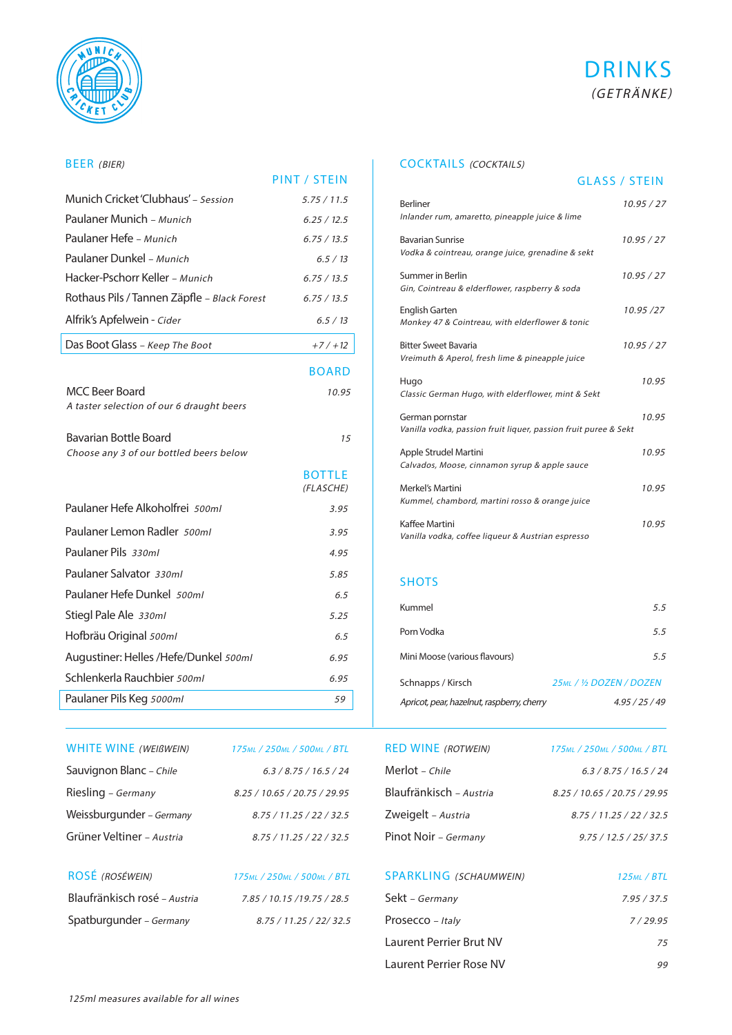# DRINKS

*(GETRÄNKE)*

## BEER *(BIER)*

| | PINT / STEIN |
|---|---|
| Munich Cricket 'Clubhaus' – *Session* | 5.75 / 11.5 |
| Paulaner Munich – *Munich* | 6.25 / 12.5 |
| Paulaner Hefe – *Munich* | 6.75 / 13.5 |
| Paulaner Dunkel – *Munich* | 6.5 / 13 |
| Hacker-Pschorr Keller – *Munich* | 6.75 / 13.5 |
| Rothaus Pils / Tannen Zäpfle – *Black Forest* | 6.75 / 13.5 |
| Alfrik's Apfelwein - *Cider* | 6.5 / 13 |
| Das Boot Glass – *Keep The Boot* | +7 / +12 |

| | BOARD |
|---|---|
| MCC Beer Board<br>*A taster selection of our 6 draught beers* | 10.95 |
| Bavarian Bottle Board<br>*Choose any 3 of our bottled beers below* | 15 |

| | BOTTLE *(FLASCHE)* |
|---|---|
| Paulaner Hefe Alkoholfrei *500ml* | 3.95 |
| Paulaner Lemon Radler *500ml* | 3.95 |
| Paulaner Pils *330ml* | 4.95 |
| Paulaner Salvator *330ml* | 5.85 |
| Paulaner Hefe Dunkel *500ml* | 6.5 |
| Stiegl Pale Ale *330ml* | 5.25 |
| Hofbräu Original *500ml* | 6.5 |
| Augustiner: Helles /Hefe/Dunkel *500ml* | 6.95 |
| Schlenkerla Rauchbier *500ml* | 6.95 |
| Paulaner Pils Keg *5000ml* | 59 |

## COCKTAILS *(COCKTAILS)*

| | GLASS / STEIN |
|---|---|
| Berliner<br>*Inlander rum, amaretto, pineapple juice & lime* | 10.95 / 27 |
| Bavarian Sunrise<br>*Vodka & cointreau, orange juice, grenadine & sekt* | 10.95 / 27 |
| Summer in Berlin<br>*Gin, Cointreau & elderflower, raspberry & soda* | 10.95 / 27 |
| English Garten<br>*Monkey 47 & Cointreau, with elderflower & tonic* | 10.95 /27 |
| Bitter Sweet Bavaria<br>*Vreimuth & Aperol, fresh lime & pineapple juice* | 10.95 / 27 |
| Hugo<br>*Classic German Hugo, with elderflower, mint & Sekt* | 10.95 |
| German pornstar<br>*Vanilla vodka, passion fruit liquer, passion fruit puree & Sekt* | 10.95 |
| Apple Strudel Martini<br>*Calvados, Moose, cinnamon syrup & apple sauce* | 10.95 |
| Merkel's Martini<br>*Kummel, chambord, martini rosso & orange juice* | 10.95 |
| Kaffee Martini<br>*Vanilla vodka, coffee liqueur & Austrian espresso* | 10.95 |

## SHOTS

| | |
|---|---|
| Kummel | 5.5 |
| Porn Vodka | 5.5 |
| Mini Moose (various flavours) | 5.5 |
| Schnapps / Kirsch | 25ML / ½ DOZEN / DOZEN |
| *Apricot, pear, hazelnut, raspberry, cherry* | 4.95 / 25 / 49 |

## WHITE WINE *(WEIẞWEIN)*

| | 175ML / 250ML / 500ML / BTL |
|---|---|
| Sauvignon Blanc – *Chile* | 6.3 / 8.75 / 16.5 / 24 |
| Riesling – *Germany* | 8.25 / 10.65 / 20.75 / 29.95 |
| Weissburgunder – *Germany* | 8.75 / 11.25 / 22 / 32.5 |
| Grüner Veltiner – *Austria* | 8.75 / 11.25 / 22 / 32.5 |

## ROSÉ *(ROSÉWEIN)*

| | 175ML / 250ML / 500ML / BTL |
|---|---|
| Blaufränkisch rosé – *Austria* | 7.85 / 10.15 /19.75 / 28.5 |
| Spatburgunder – *Germany* | 8.75 / 11.25 / 22/ 32.5 |

## RED WINE *(ROTWEIN)*

| | 175ML / 250ML / 500ML / BTL |
|---|---|
| Merlot – *Chile* | 6.3 / 8.75 / 16.5 / 24 |
| Blaufränkisch – *Austria* | 8.25 / 10.65 / 20.75 / 29.95 |
| Zweigelt – *Austria* | 8.75 / 11.25 / 22 / 32.5 |
| Pinot Noir – *Germany* | 9.75 / 12.5 / 25/ 37.5 |

## SPARKLING *(SCHAUMWEIN)*

| | 125ML / BTL |
|---|---|
| Sekt – *Germany* | 7.95 / 37.5 |
| Prosecco – *Italy* | 7 / 29.95 |
| Laurent Perrier Brut NV | 75 |
| Laurent Perrier Rose NV | 99 |

*125ml measures available for all wines*